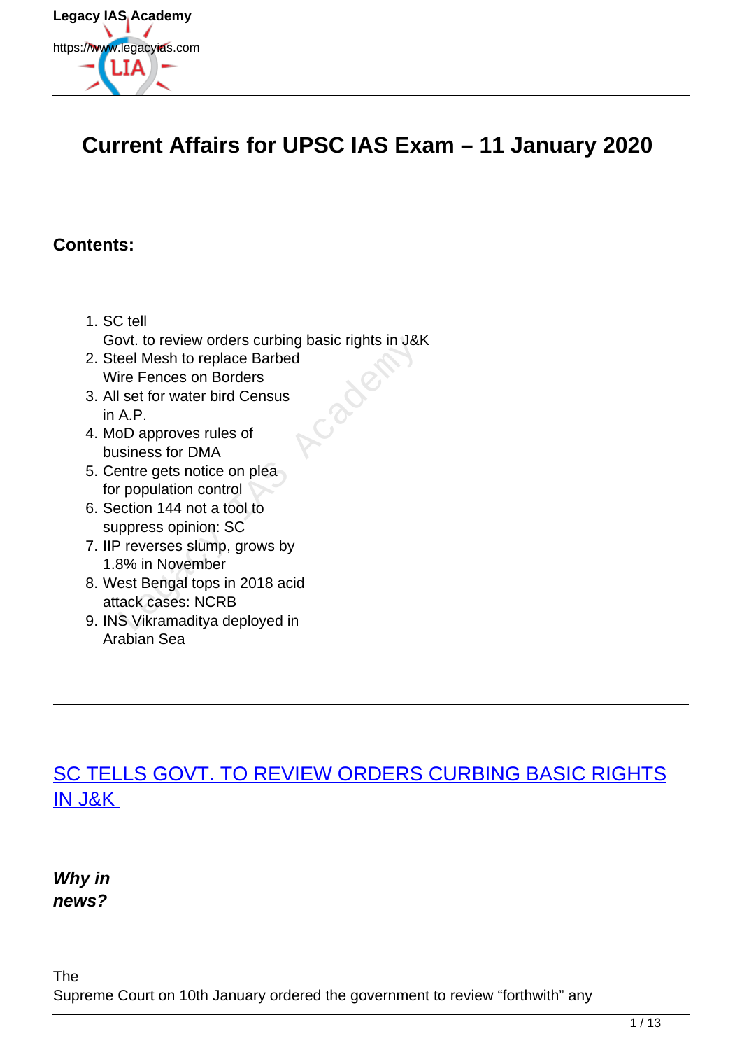# Current Affairs for UPSC IAS Exam – 11 January 2020

**Contents:**

1. SC tell Govt. to review orders curbing basic rights in J&K
2. Steel Mesh to replace Barbed Wire Fences on Borders
3. All set for water bird Census in A.P.
4. MoD approves rules of business for DMA
5. Centre gets notice on plea for population control
6. Section 144 not a tool to suppress opinion: SC
7. IIP reverses slump, grows by 1.8% in November
8. West Bengal tops in 2018 acid attack cases: NCRB
9. INS Vikramaditya deployed in Arabian Sea

---

## SC TELLS GOVT. TO REVIEW ORDERS CURBING BASIC RIGHTS IN J&K

***Why in news?***

The Supreme Court on 10th January ordered the government to review "forthwith" any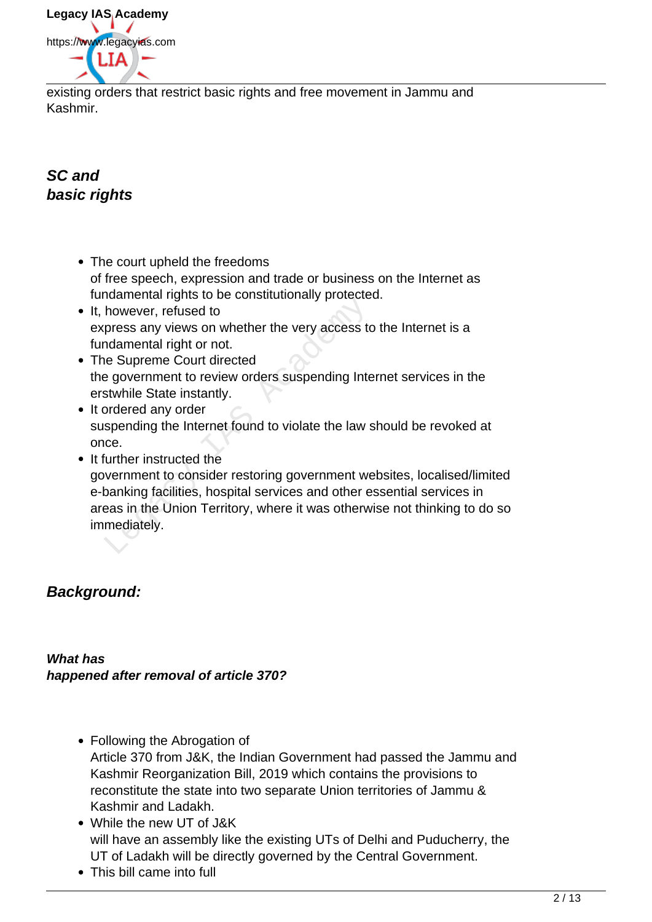existing orders that restrict basic rights and free movement in Jammu and Kashmir.

### ***SC and basic rights***

- The court upheld the freedoms of free speech, expression and trade or business on the Internet as fundamental rights to be constitutionally protected.
- It, however, refused to express any views on whether the very access to the Internet is a fundamental right or not.
- The Supreme Court directed the government to review orders suspending Internet services in the erstwhile State instantly.
- It ordered any order suspending the Internet found to violate the law should be revoked at once.
- It further instructed the government to consider restoring government websites, localised/limited e-banking facilities, hospital services and other essential services in areas in the Union Territory, where it was otherwise not thinking to do so immediately.

### ***Background:***

#### ***What has happened after removal of article 370?***

- Following the Abrogation of Article 370 from J&K, the Indian Government had passed the Jammu and Kashmir Reorganization Bill, 2019 which contains the provisions to reconstitute the state into two separate Union territories of Jammu & Kashmir and Ladakh.
- While the new UT of J&K will have an assembly like the existing UTs of Delhi and Puducherry, the UT of Ladakh will be directly governed by the Central Government.
- This bill came into full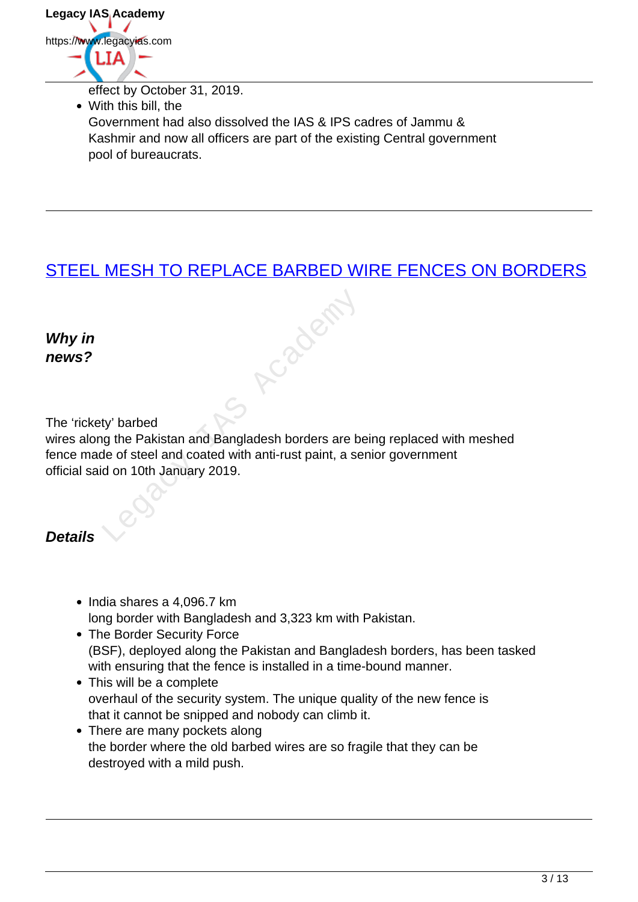effect by October 31, 2019.
- With this bill, the Government had also dissolved the IAS & IPS cadres of Jammu & Kashmir and now all officers are part of the existing Central government pool of bureaucrats.

---

## STEEL MESH TO REPLACE BARBED WIRE FENCES ON BORDERS

***Why in news?***

The ‘rickety’ barbed wires along the Pakistan and Bangladesh borders are being replaced with meshed fence made of steel and coated with anti-rust paint, a senior government official said on 10th January 2019.

***Details***

- India shares a 4,096.7 km long border with Bangladesh and 3,323 km with Pakistan.
- The Border Security Force (BSF), deployed along the Pakistan and Bangladesh borders, has been tasked with ensuring that the fence is installed in a time-bound manner.
- This will be a complete overhaul of the security system. The unique quality of the new fence is that it cannot be snipped and nobody can climb it.
- There are many pockets along the border where the old barbed wires are so fragile that they can be destroyed with a mild push.

---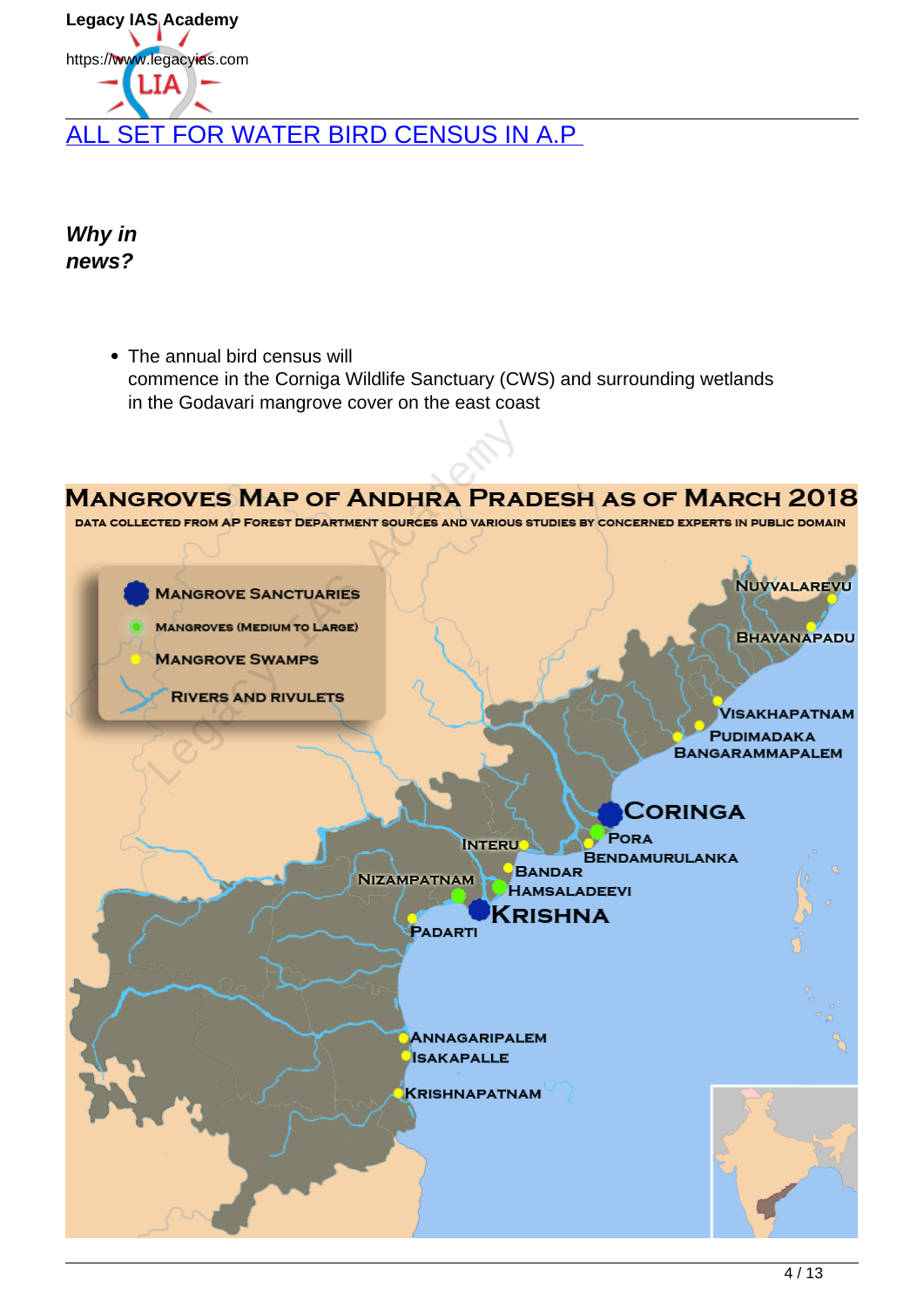# ALL SET FOR WATER BIRD CENSUS IN A.P

***Why in news?***

- The annual bird census will commence in the Corniga Wildlife Sanctuary (CWS) and surrounding wetlands in the Godavari mangrove cover on the east coast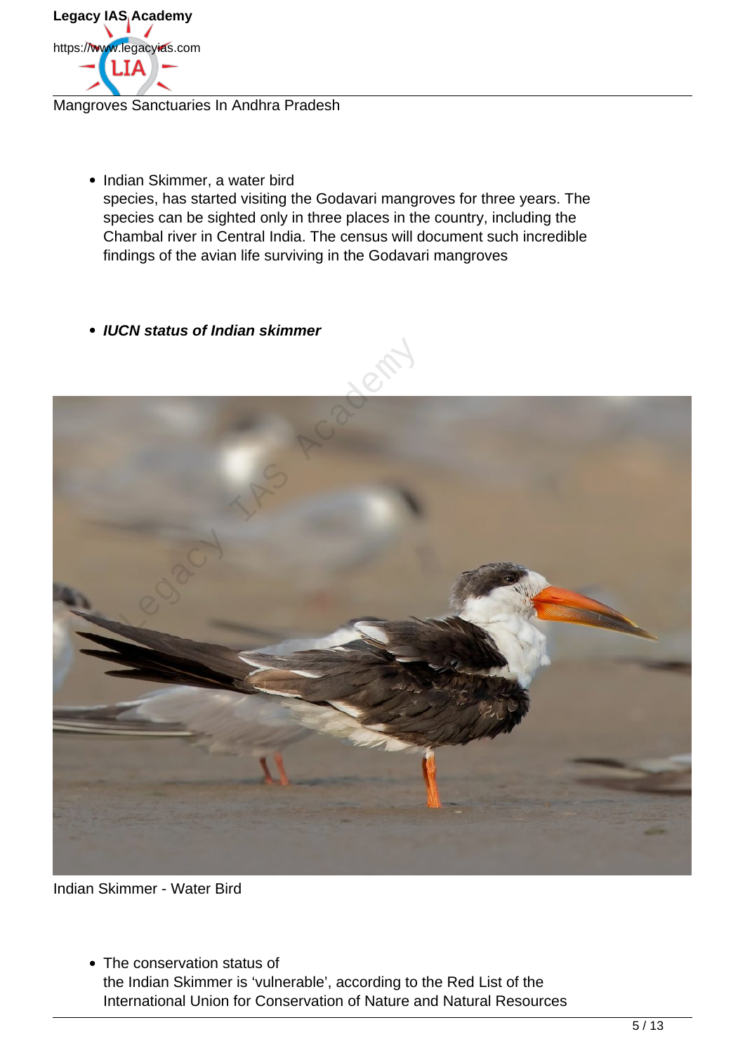- Indian Skimmer, a water bird species, has started visiting the Godavari mangroves for three years. The species can be sighted only in three places in the country, including the Chambal river in Central India. The census will document such incredible findings of the avian life surviving in the Godavari mangroves

- ***IUCN status of Indian skimmer***

Indian Skimmer - Water Bird

- The conservation status of the Indian Skimmer is 'vulnerable', according to the Red List of the International Union for Conservation of Nature and Natural Resources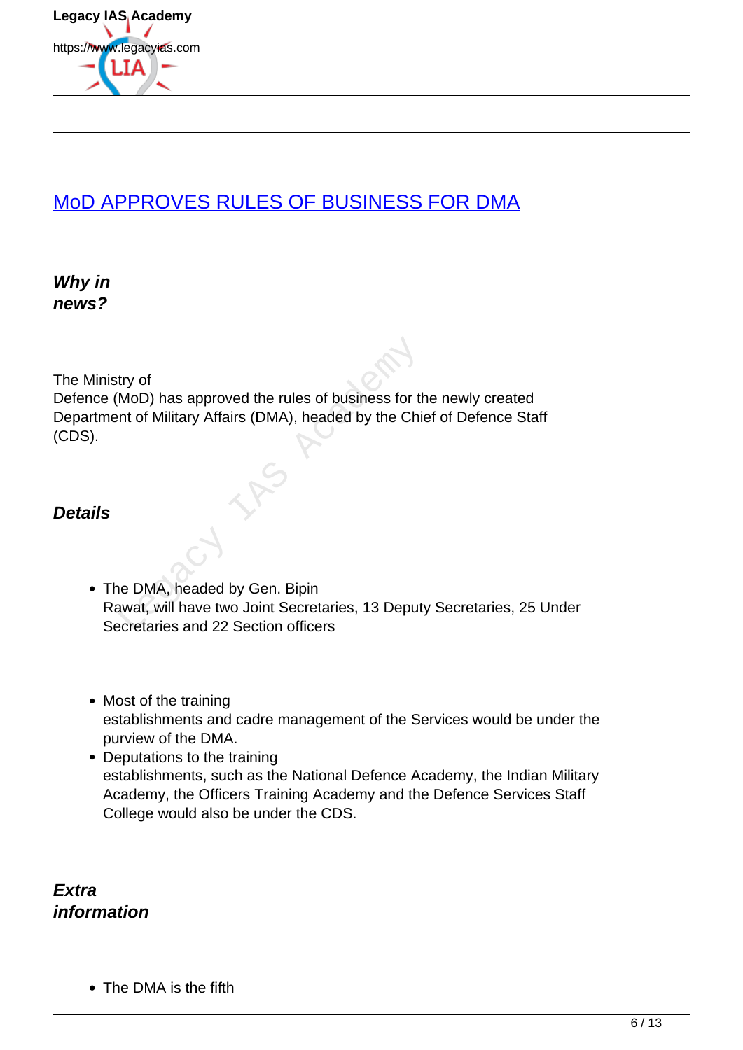## [MoD APPROVES RULES OF BUSINESS FOR DMA]

***Why in news?***

The Ministry of Defence (MoD) has approved the rules of business for the newly created Department of Military Affairs (DMA), headed by the Chief of Defence Staff (CDS).

***Details***

- The DMA, headed by Gen. Bipin Rawat, will have two Joint Secretaries, 13 Deputy Secretaries, 25 Under Secretaries and 22 Section officers

- Most of the training establishments and cadre management of the Services would be under the purview of the DMA.
- Deputations to the training establishments, such as the National Defence Academy, the Indian Military Academy, the Officers Training Academy and the Defence Services Staff College would also be under the CDS.

***Extra information***

- The DMA is the fifth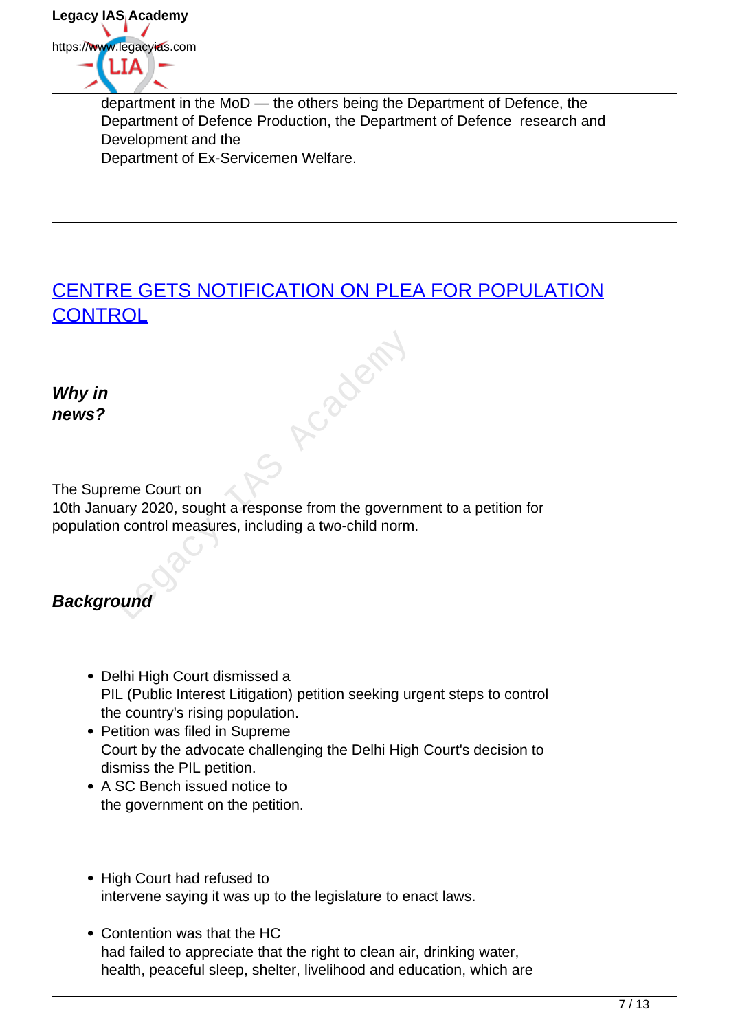department in the MoD — the others being the Department of Defence, the Department of Defence Production, the Department of Defence research and Development and the Department of Ex-Servicemen Welfare.

---

## CENTRE GETS NOTIFICATION ON PLEA FOR POPULATION CONTROL

***Why in news?***

The Supreme Court on 10th January 2020, sought a response from the government to a petition for population control measures, including a two-child norm.

***Background***

- Delhi High Court dismissed a PIL (Public Interest Litigation) petition seeking urgent steps to control the country's rising population.
- Petition was filed in Supreme Court by the advocate challenging the Delhi High Court's decision to dismiss the PIL petition.
- A SC Bench issued notice to the government on the petition.

- High Court had refused to intervene saying it was up to the legislature to enact laws.

- Contention was that the HC had failed to appreciate that the right to clean air, drinking water, health, peaceful sleep, shelter, livelihood and education, which are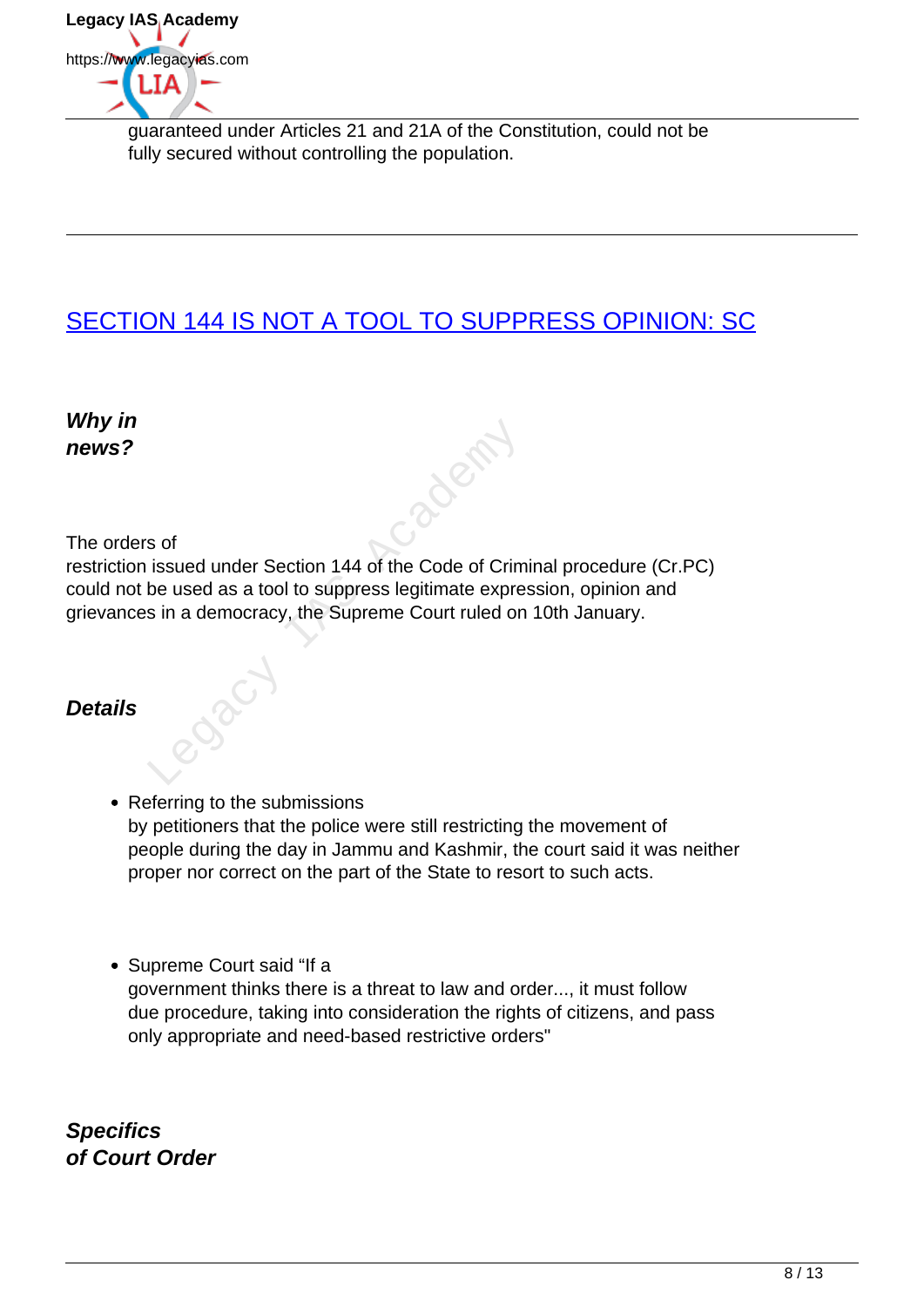guaranteed under Articles 21 and 21A of the Constitution, could not be fully secured without controlling the population.

---

## [SECTION 144 IS NOT A TOOL TO SUPPRESS OPINION: SC]

### *Why in news?*

The orders of restriction issued under Section 144 of the Code of Criminal procedure (Cr.PC) could not be used as a tool to suppress legitimate expression, opinion and grievances in a democracy, the Supreme Court ruled on 10th January.

### *Details*

- Referring to the submissions by petitioners that the police were still restricting the movement of people during the day in Jammu and Kashmir, the court said it was neither proper nor correct on the part of the State to resort to such acts.
- Supreme Court said "If a government thinks there is a threat to law and order..., it must follow due procedure, taking into consideration the rights of citizens, and pass only appropriate and need-based restrictive orders"

### *Specifics of Court Order*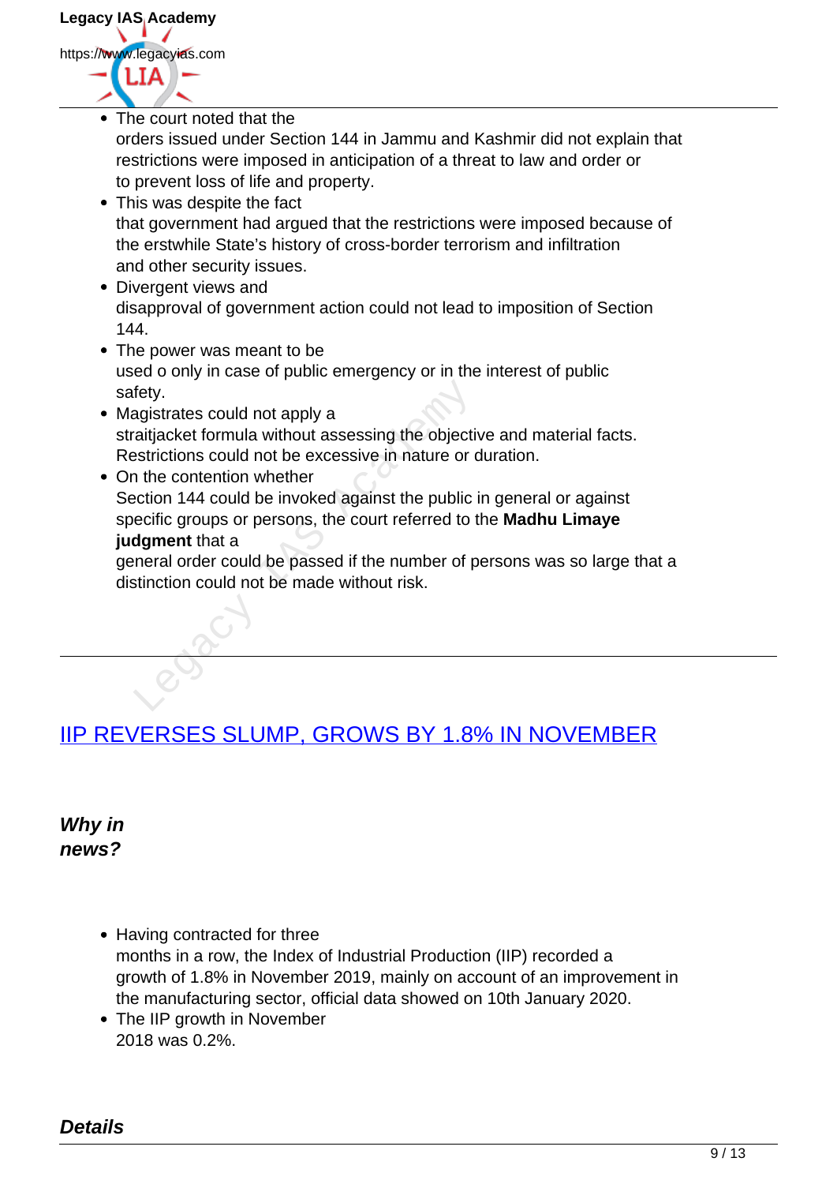- The court noted that the orders issued under Section 144 in Jammu and Kashmir did not explain that restrictions were imposed in anticipation of a threat to law and order or to prevent loss of life and property.
- This was despite the fact that government had argued that the restrictions were imposed because of the erstwhile State's history of cross-border terrorism and infiltration and other security issues.
- Divergent views and disapproval of government action could not lead to imposition of Section 144.
- The power was meant to be used o only in case of public emergency or in the interest of public safety.
- Magistrates could not apply a straitjacket formula without assessing the objective and material facts. Restrictions could not be excessive in nature or duration.
- On the contention whether Section 144 could be invoked against the public in general or against specific groups or persons, the court referred to the **Madhu Limaye judgment** that a general order could be passed if the number of persons was so large that a distinction could not be made without risk.

---

## IIP REVERSES SLUMP, GROWS BY 1.8% IN NOVEMBER

### *Why in news?*

- Having contracted for three months in a row, the Index of Industrial Production (IIP) recorded a growth of 1.8% in November 2019, mainly on account of an improvement in the manufacturing sector, official data showed on 10th January 2020.
- The IIP growth in November 2018 was 0.2%.

### *Details*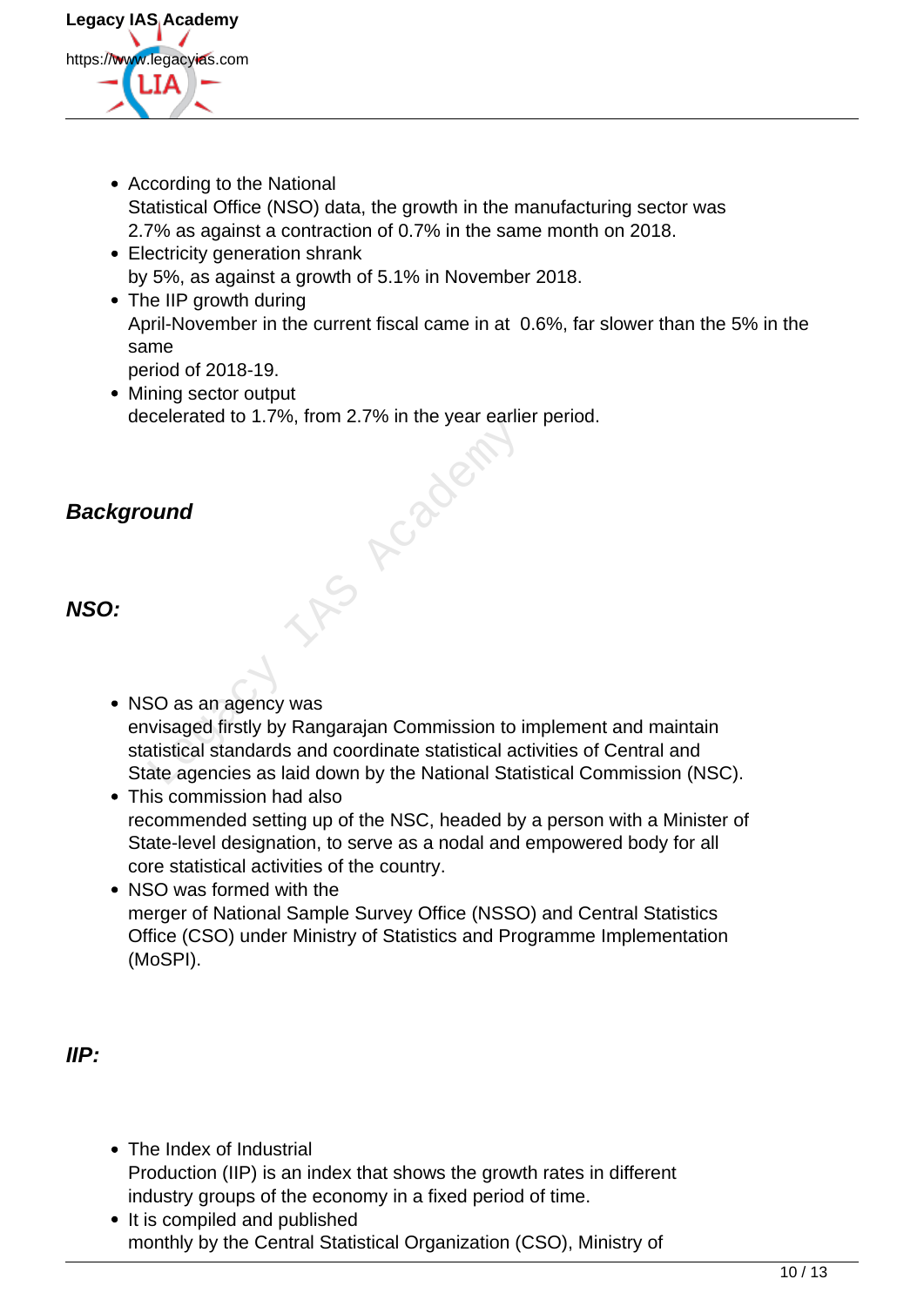- According to the National Statistical Office (NSO) data, the growth in the manufacturing sector was 2.7% as against a contraction of 0.7% in the same month on 2018.
- Electricity generation shrank by 5%, as against a growth of 5.1% in November 2018.
- The IIP growth during April-November in the current fiscal came in at 0.6%, far slower than the 5% in the same period of 2018-19.
- Mining sector output decelerated to 1.7%, from 2.7% in the year earlier period.

### ***Background***

### ***NSO:***

- NSO as an agency was envisaged firstly by Rangarajan Commission to implement and maintain statistical standards and coordinate statistical activities of Central and State agencies as laid down by the National Statistical Commission (NSC).
- This commission had also recommended setting up of the NSC, headed by a person with a Minister of State-level designation, to serve as a nodal and empowered body for all core statistical activities of the country.
- NSO was formed with the merger of National Sample Survey Office (NSSO) and Central Statistics Office (CSO) under Ministry of Statistics and Programme Implementation (MoSPI).

### ***IIP:***

- The Index of Industrial Production (IIP) is an index that shows the growth rates in different industry groups of the economy in a fixed period of time.
- It is compiled and published monthly by the Central Statistical Organization (CSO), Ministry of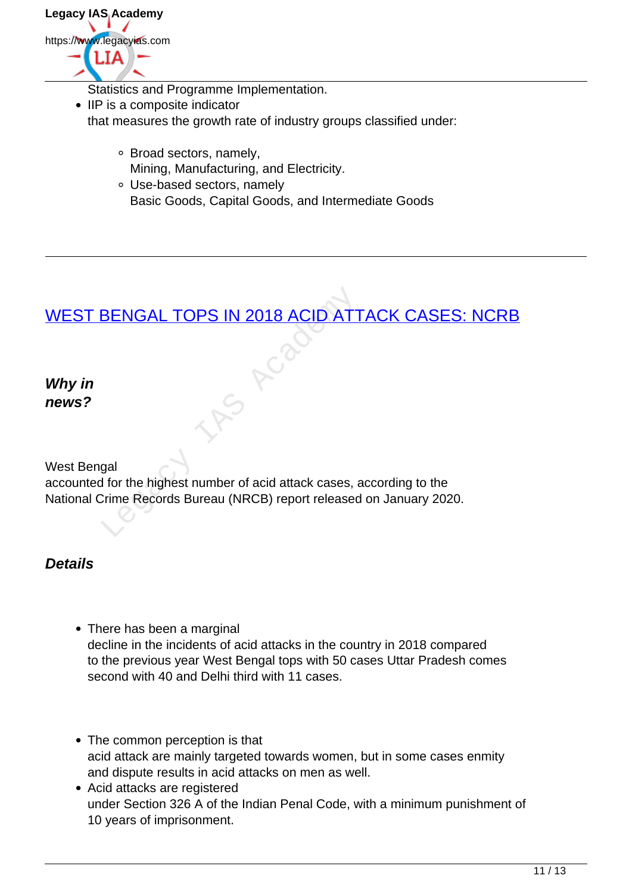Statistics and Programme Implementation.

- IIP is a composite indicator that measures the growth rate of industry groups classified under:
  - Broad sectors, namely, Mining, Manufacturing, and Electricity.
  - Use-based sectors, namely Basic Goods, Capital Goods, and Intermediate Goods

---

## WEST BENGAL TOPS IN 2018 ACID ATTACK CASES: NCRB

### *Why in news?*

West Bengal accounted for the highest number of acid attack cases, according to the National Crime Records Bureau (NRCB) report released on January 2020.

### *Details*

- There has been a marginal decline in the incidents of acid attacks in the country in 2018 compared to the previous year West Bengal tops with 50 cases Uttar Pradesh comes second with 40 and Delhi third with 11 cases.

- The common perception is that acid attack are mainly targeted towards women, but in some cases enmity and dispute results in acid attacks on men as well.
- Acid attacks are registered under Section 326 A of the Indian Penal Code, with a minimum punishment of 10 years of imprisonment.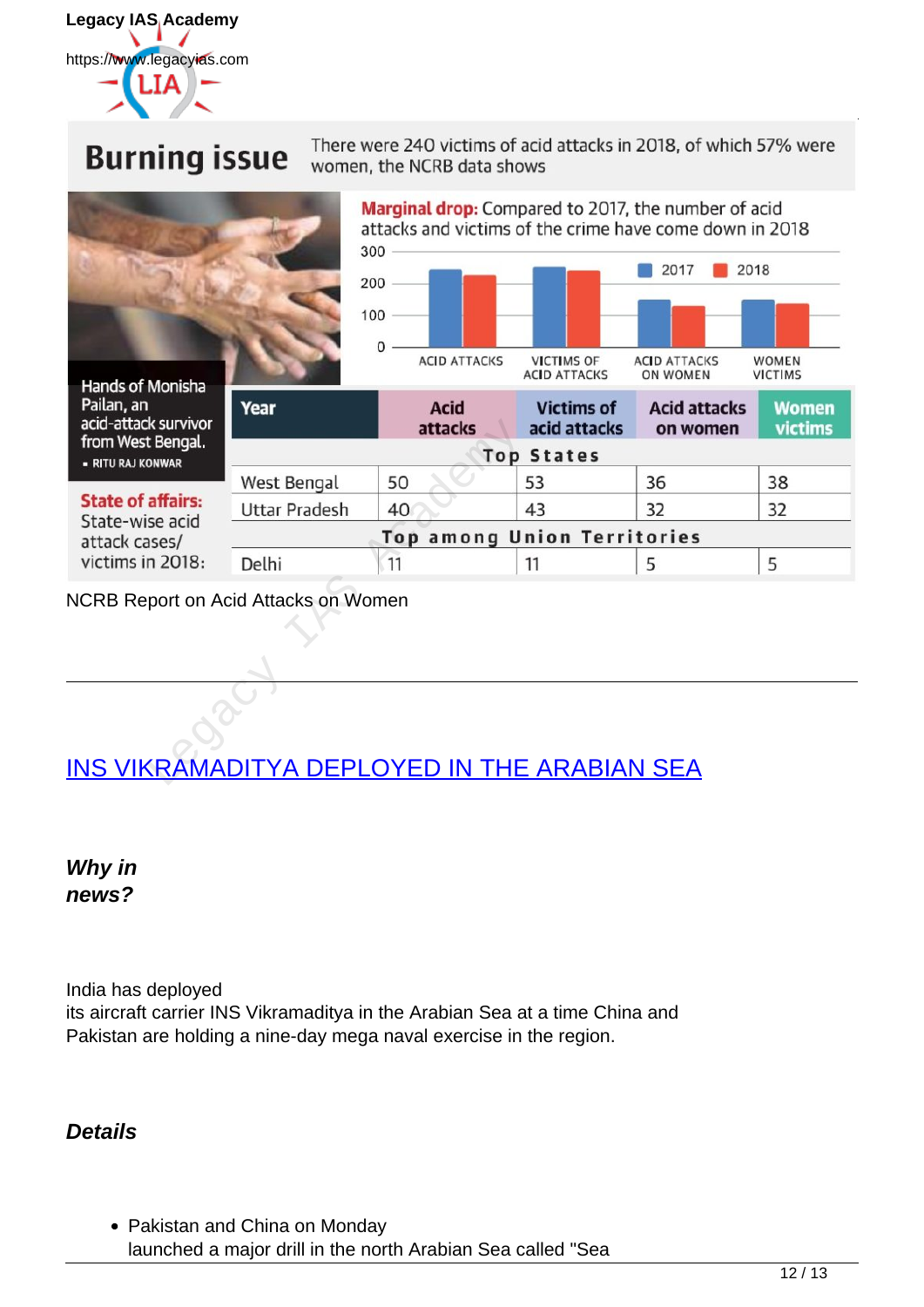## Burning issue

There were 240 victims of acid attacks in 2018, of which 57% were women, the NCRB data shows

**Marginal drop:** Compared to 2017, the number of acid attacks and victims of the crime have come down in 2018

Hands of Monisha Pailan, an acid-attack survivor from West Bengal. ▪ RITU RAJ KONWAR

**State of affairs:** State-wise acid attack cases/ victims in 2018:

| Year | Acid attacks | Victims of acid attacks | Acid attacks on women | Women victims |
|---|---|---|---|---|
| **Top States** | | | | |
| West Bengal | 50 | 53 | 36 | 38 |
| Uttar Pradesh | 40 | 43 | 32 | 32 |
| **Top among Union Territories** | | | | |
| Delhi | 11 | 11 | 5 | 5 |

NCRB Report on Acid Attacks on Women

---

## [INS VIKRAMADITYA DEPLOYED IN THE ARABIAN SEA]

***Why in news?***

India has deployed its aircraft carrier INS Vikramaditya in the Arabian Sea at a time China and Pakistan are holding a nine-day mega naval exercise in the region.

***Details***

- Pakistan and China on Monday launched a major drill in the north Arabian Sea called "Sea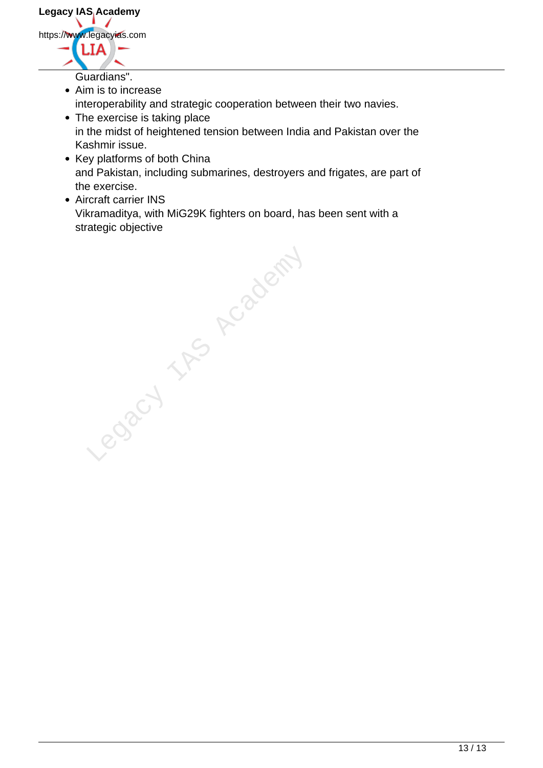Guardians".

- Aim is to increase interoperability and strategic cooperation between their two navies.
- The exercise is taking place in the midst of heightened tension between India and Pakistan over the Kashmir issue.
- Key platforms of both China and Pakistan, including submarines, destroyers and frigates, are part of the exercise.
- Aircraft carrier INS Vikramaditya, with MiG29K fighters on board, has been sent with a strategic objective